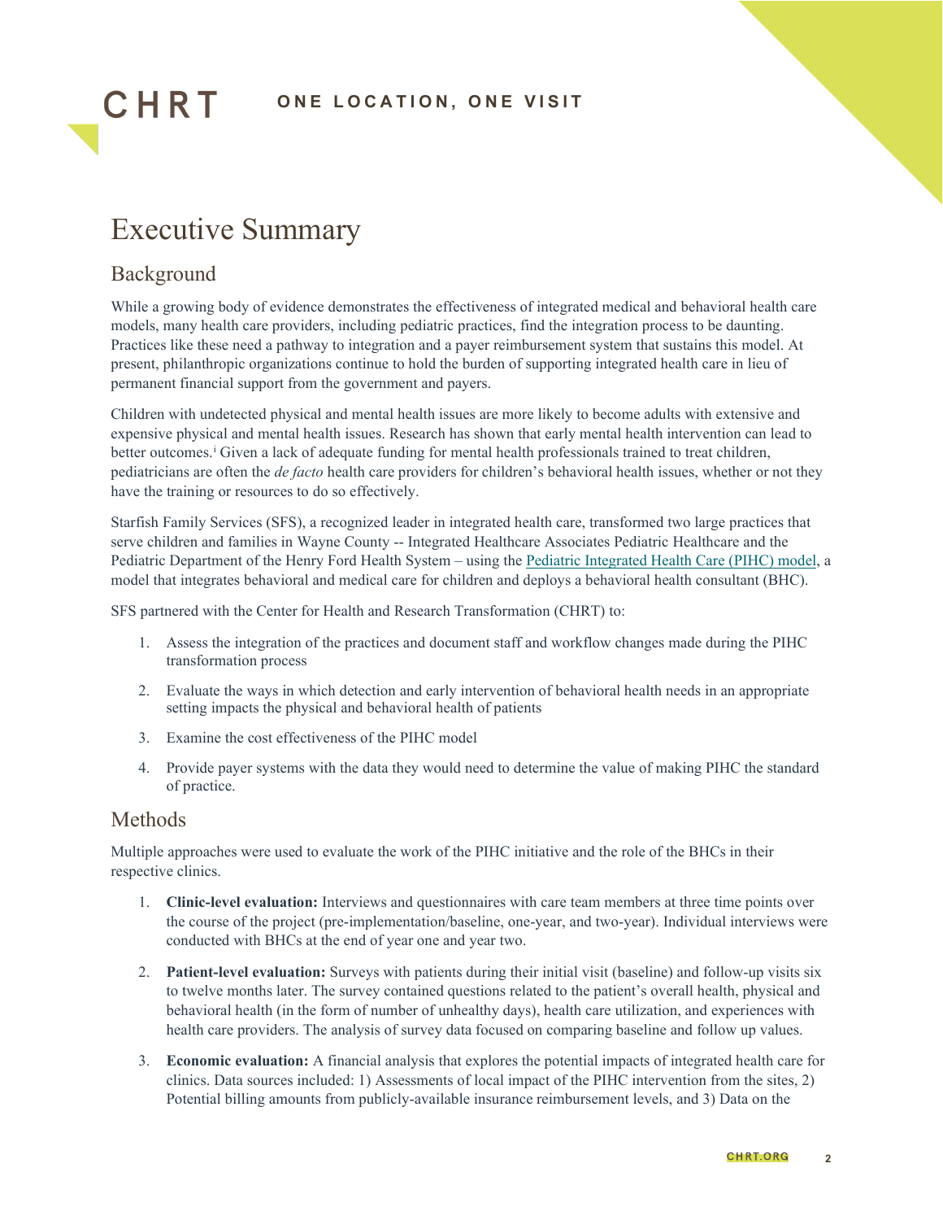# Executive Summary

## Background

While a growing body of evidence demonstrates the effectiveness of integrated medical and behavioral health care models, many health care providers, including pediatric practices, find the integration process to be daunting. Practices like these need a pathway to integration and a payer reimbursement system that sustains this model. At present, philanthropic organizations continue to hold the burden of supporting integrated health care in lieu of permanent financial support from the government and payers.

Children with undetected physical and mental health issues are more likely to become adults with extensive and expensive physical and mental health issues. Research has shown that early mental health intervention can lead to better outcomes.[i] Given a lack of adequate funding for mental health professionals trained to treat children, pediatricians are often the *de facto* health care providers for children's behavioral health issues, whether or not they have the training or resources to do so effectively.

Starfish Family Services (SFS), a recognized leader in integrated health care, transformed two large practices that serve children and families in Wayne County -- Integrated Healthcare Associates Pediatric Healthcare and the Pediatric Department of the Henry Ford Health System – using the Pediatric Integrated Health Care (PIHC) model, a model that integrates behavioral and medical care for children and deploys a behavioral health consultant (BHC).

SFS partnered with the Center for Health and Research Transformation (CHRT) to:

1. Assess the integration of the practices and document staff and workflow changes made during the PIHC transformation process
2. Evaluate the ways in which detection and early intervention of behavioral health needs in an appropriate setting impacts the physical and behavioral health of patients
3. Examine the cost effectiveness of the PIHC model
4. Provide payer systems with the data they would need to determine the value of making PIHC the standard of practice.

## Methods

Multiple approaches were used to evaluate the work of the PIHC initiative and the role of the BHCs in their respective clinics.

1. **Clinic-level evaluation:** Interviews and questionnaires with care team members at three time points over the course of the project (pre-implementation/baseline, one-year, and two-year). Individual interviews were conducted with BHCs at the end of year one and year two.
2. **Patient-level evaluation:** Surveys with patients during their initial visit (baseline) and follow-up visits six to twelve months later. The survey contained questions related to the patient's overall health, physical and behavioral health (in the form of number of unhealthy days), health care utilization, and experiences with health care providers. The analysis of survey data focused on comparing baseline and follow up values.
3. **Economic evaluation:** A financial analysis that explores the potential impacts of integrated health care for clinics. Data sources included: 1) Assessments of local impact of the PIHC intervention from the sites, 2) Potential billing amounts from publicly-available insurance reimbursement levels, and 3) Data on the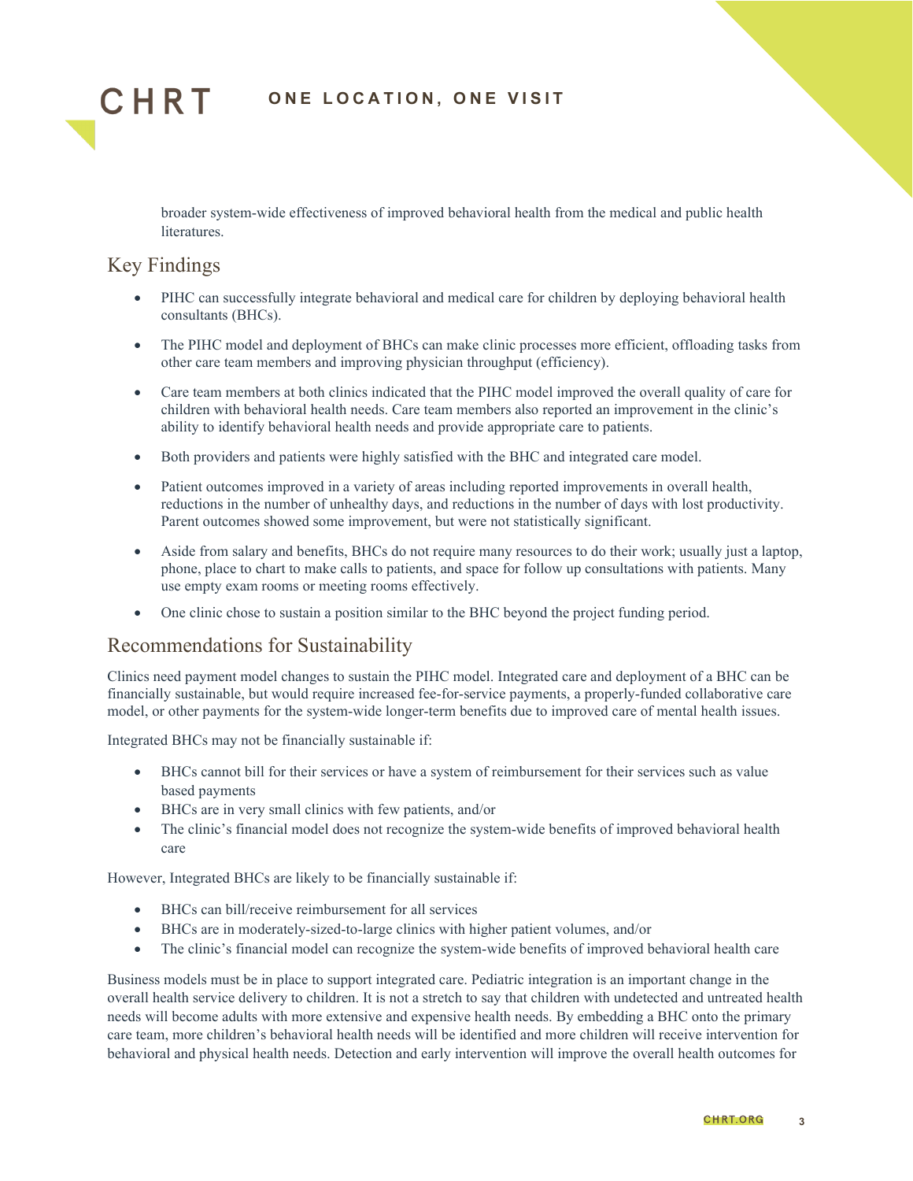broader system-wide effectiveness of improved behavioral health from the medical and public health literatures.

## Key Findings

- PIHC can successfully integrate behavioral and medical care for children by deploying behavioral health consultants (BHCs).
- The PIHC model and deployment of BHCs can make clinic processes more efficient, offloading tasks from other care team members and improving physician throughput (efficiency).
- Care team members at both clinics indicated that the PIHC model improved the overall quality of care for children with behavioral health needs. Care team members also reported an improvement in the clinic's ability to identify behavioral health needs and provide appropriate care to patients.
- Both providers and patients were highly satisfied with the BHC and integrated care model.
- Patient outcomes improved in a variety of areas including reported improvements in overall health, reductions in the number of unhealthy days, and reductions in the number of days with lost productivity. Parent outcomes showed some improvement, but were not statistically significant.
- Aside from salary and benefits, BHCs do not require many resources to do their work; usually just a laptop, phone, place to chart to make calls to patients, and space for follow up consultations with patients. Many use empty exam rooms or meeting rooms effectively.
- One clinic chose to sustain a position similar to the BHC beyond the project funding period.

## Recommendations for Sustainability

Clinics need payment model changes to sustain the PIHC model. Integrated care and deployment of a BHC can be financially sustainable, but would require increased fee-for-service payments, a properly-funded collaborative care model, or other payments for the system-wide longer-term benefits due to improved care of mental health issues.

Integrated BHCs may not be financially sustainable if:

- BHCs cannot bill for their services or have a system of reimbursement for their services such as value based payments
- BHCs are in very small clinics with few patients, and/or
- The clinic's financial model does not recognize the system-wide benefits of improved behavioral health care

However, Integrated BHCs are likely to be financially sustainable if:

- BHCs can bill/receive reimbursement for all services
- BHCs are in moderately-sized-to-large clinics with higher patient volumes, and/or
- The clinic's financial model can recognize the system-wide benefits of improved behavioral health care

Business models must be in place to support integrated care. Pediatric integration is an important change in the overall health service delivery to children. It is not a stretch to say that children with undetected and untreated health needs will become adults with more extensive and expensive health needs. By embedding a BHC onto the primary care team, more children's behavioral health needs will be identified and more children will receive intervention for behavioral and physical health needs. Detection and early intervention will improve the overall health outcomes for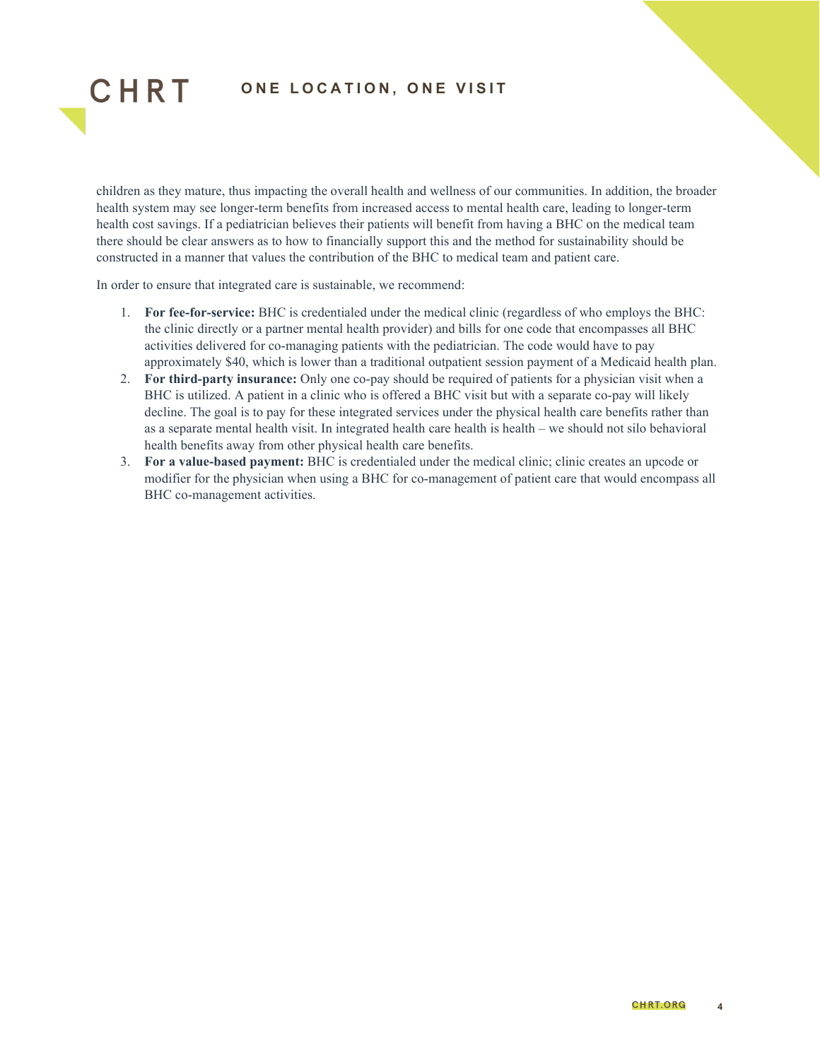children as they mature, thus impacting the overall health and wellness of our communities. In addition, the broader health system may see longer-term benefits from increased access to mental health care, leading to longer-term health cost savings. If a pediatrician believes their patients will benefit from having a BHC on the medical team there should be clear answers as to how to financially support this and the method for sustainability should be constructed in a manner that values the contribution of the BHC to medical team and patient care.

In order to ensure that integrated care is sustainable, we recommend:

1. **For fee-for-service:** BHC is credentialed under the medical clinic (regardless of who employs the BHC: the clinic directly or a partner mental health provider) and bills for one code that encompasses all BHC activities delivered for co-managing patients with the pediatrician. The code would have to pay approximately $40, which is lower than a traditional outpatient session payment of a Medicaid health plan.
2. **For third-party insurance:** Only one co-pay should be required of patients for a physician visit when a BHC is utilized. A patient in a clinic who is offered a BHC visit but with a separate co-pay will likely decline. The goal is to pay for these integrated services under the physical health care benefits rather than as a separate mental health visit. In integrated health care health is health – we should not silo behavioral health benefits away from other physical health care benefits.
3. **For a value-based payment:** BHC is credentialed under the medical clinic; clinic creates an upcode or modifier for the physician when using a BHC for co-management of patient care that would encompass all BHC co-management activities.